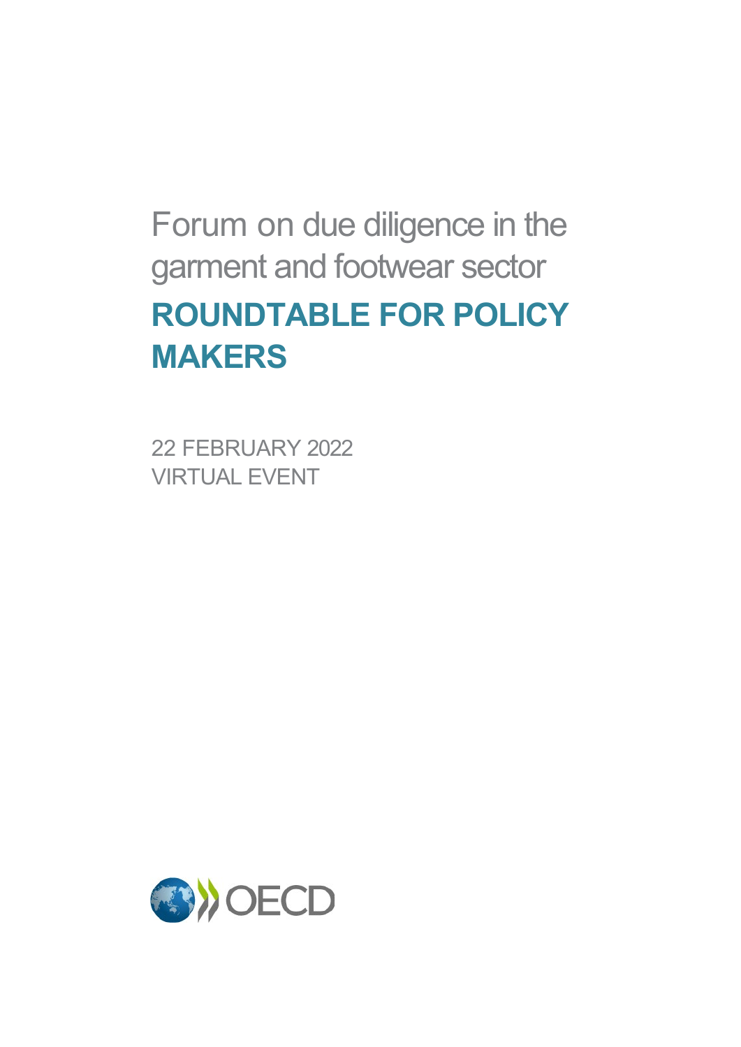# Forum on due diligence in the garment and footwear sector

## ROUNDTABLE FOR POLICY MAKERS

22 FEBRUARY 2022

VIRTUAL EVENT

OECD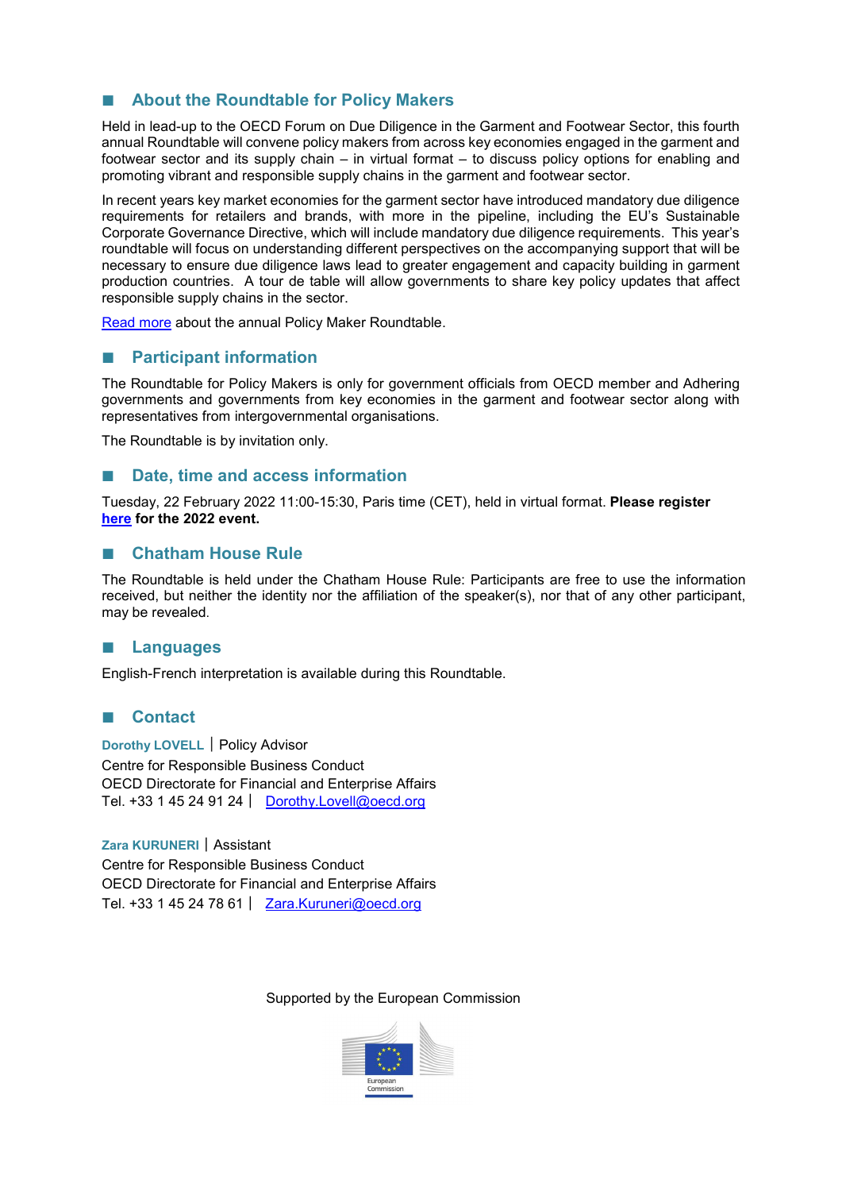## ■ About the Roundtable for Policy Makers

Held in lead-up to the OECD Forum on Due Diligence in the Garment and Footwear Sector, this fourth annual Roundtable will convene policy makers from across key economies engaged in the garment and footwear sector and its supply chain – in virtual format – to discuss policy options for enabling and promoting vibrant and responsible supply chains in the garment and footwear sector.

In recent years key market economies for the garment sector have introduced mandatory due diligence requirements for retailers and brands, with more in the pipeline, including the EU's Sustainable Corporate Governance Directive, which will include mandatory due diligence requirements. This year's roundtable will focus on understanding different perspectives on the accompanying support that will be necessary to ensure due diligence laws lead to greater engagement and capacity building in garment production countries. A tour de table will allow governments to share key policy updates that affect responsible supply chains in the sector.

Read more about the annual Policy Maker Roundtable.

## ■ Participant information

The Roundtable for Policy Makers is only for government officials from OECD member and Adhering governments and governments from key economies in the garment and footwear sector along with representatives from intergovernmental organisations.

The Roundtable is by invitation only.

## ■ Date, time and access information

Tuesday, 22 February 2022 11:00-15:30, Paris time (CET), held in virtual format. **Please register here for the 2022 event.**

## ■ Chatham House Rule

The Roundtable is held under the Chatham House Rule: Participants are free to use the information received, but neither the identity nor the affiliation of the speaker(s), nor that of any other participant, may be revealed.

## ■ Languages

English-French interpretation is available during this Roundtable.

## ■ Contact

**Dorothy LOVELL** | Policy Advisor
Centre for Responsible Business Conduct
OECD Directorate for Financial and Enterprise Affairs
Tel. +33 1 45 24 91 24 | Dorothy.Lovell@oecd.org

**Zara KURUNERI** | Assistant
Centre for Responsible Business Conduct
OECD Directorate for Financial and Enterprise Affairs
Tel. +33 1 45 24 78 61 | Zara.Kuruneri@oecd.org

Supported by the European Commission

European Commission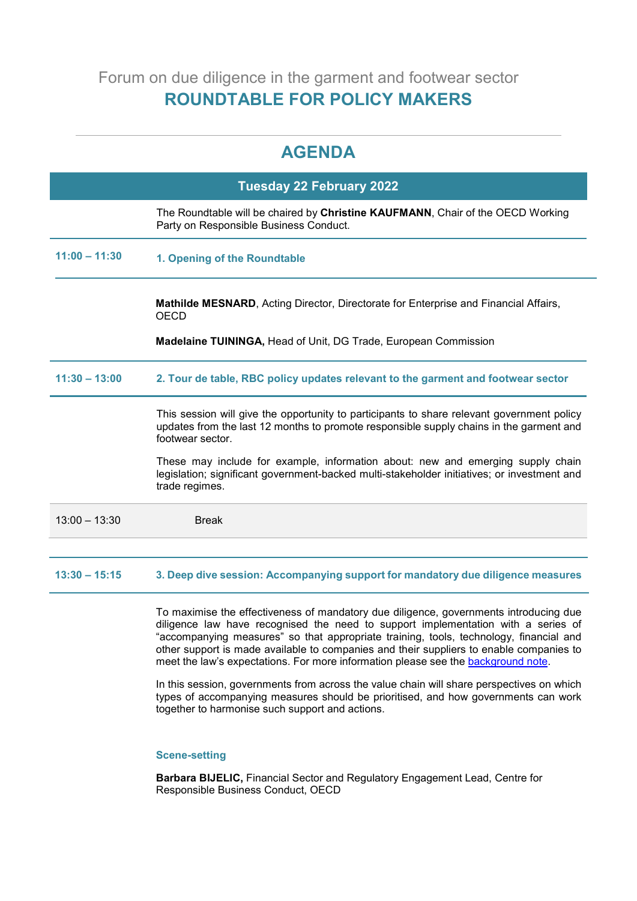Forum on due diligence in the garment and footwear sector

# ROUNDTABLE FOR POLICY MAKERS

## AGENDA

### Tuesday 22 February 2022

The Roundtable will be chaired by **Christine KAUFMANN**, Chair of the OECD Working Party on Responsible Business Conduct.

**11:00 – 11:30** **1. Opening of the Roundtable**

**Mathilde MESNARD**, Acting Director, Directorate for Enterprise and Financial Affairs, OECD

**Madelaine TUININGA,** Head of Unit, DG Trade, European Commission

**11:30 – 13:00** **2. Tour de table, RBC policy updates relevant to the garment and footwear sector**

This session will give the opportunity to participants to share relevant government policy updates from the last 12 months to promote responsible supply chains in the garment and footwear sector.

These may include for example, information about: new and emerging supply chain legislation; significant government-backed multi-stakeholder initiatives; or investment and trade regimes.

13:00 – 13:30 Break

**13:30 – 15:15** **3. Deep dive session: Accompanying support for mandatory due diligence measures**

To maximise the effectiveness of mandatory due diligence, governments introducing due diligence law have recognised the need to support implementation with a series of "accompanying measures" so that appropriate training, tools, technology, financial and other support is made available to companies and their suppliers to enable companies to meet the law's expectations. For more information please see the background note.

In this session, governments from across the value chain will share perspectives on which types of accompanying measures should be prioritised, and how governments can work together to harmonise such support and actions.

**Scene-setting**

**Barbara BIJELIC,** Financial Sector and Regulatory Engagement Lead, Centre for Responsible Business Conduct, OECD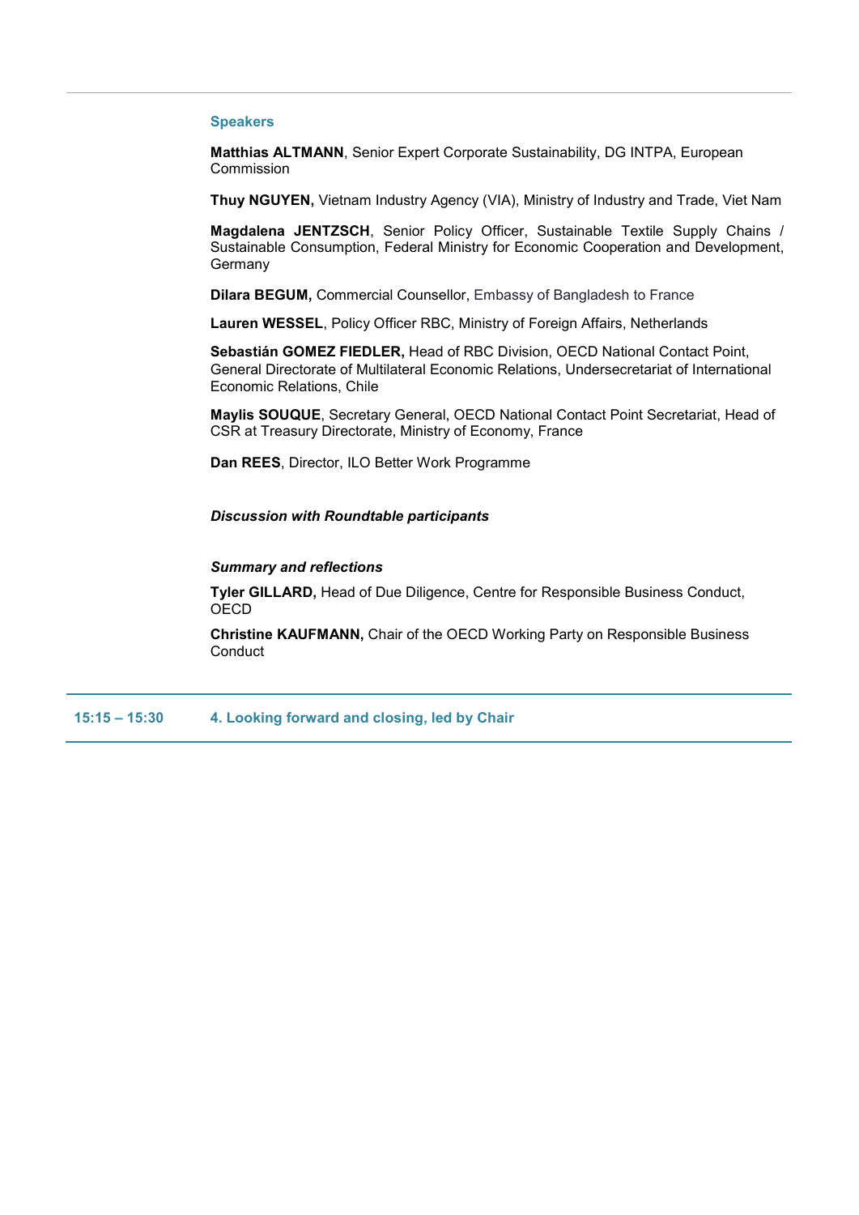### Speakers

**Matthias ALTMANN**, Senior Expert Corporate Sustainability, DG INTPA, European Commission

**Thuy NGUYEN,** Vietnam Industry Agency (VIA), Ministry of Industry and Trade, Viet Nam

**Magdalena JENTZSCH**, Senior Policy Officer, Sustainable Textile Supply Chains / Sustainable Consumption, Federal Ministry for Economic Cooperation and Development, Germany

**Dilara BEGUM,** Commercial Counsellor, Embassy of Bangladesh to France

**Lauren WESSEL**, Policy Officer RBC, Ministry of Foreign Affairs, Netherlands

**Sebastián GOMEZ FIEDLER,** Head of RBC Division, OECD National Contact Point, General Directorate of Multilateral Economic Relations, Undersecretariat of International Economic Relations, Chile

**Maylis SOUQUE**, Secretary General, OECD National Contact Point Secretariat, Head of CSR at Treasury Directorate, Ministry of Economy, France

**Dan REES**, Director, ILO Better Work Programme

***Discussion with Roundtable participants***

***Summary and reflections***

**Tyler GILLARD,** Head of Due Diligence, Centre for Responsible Business Conduct, OECD

**Christine KAUFMANN,** Chair of the OECD Working Party on Responsible Business Conduct

| 15:15 – 15:30 | **4. Looking forward and closing, led by Chair** |
|---|---|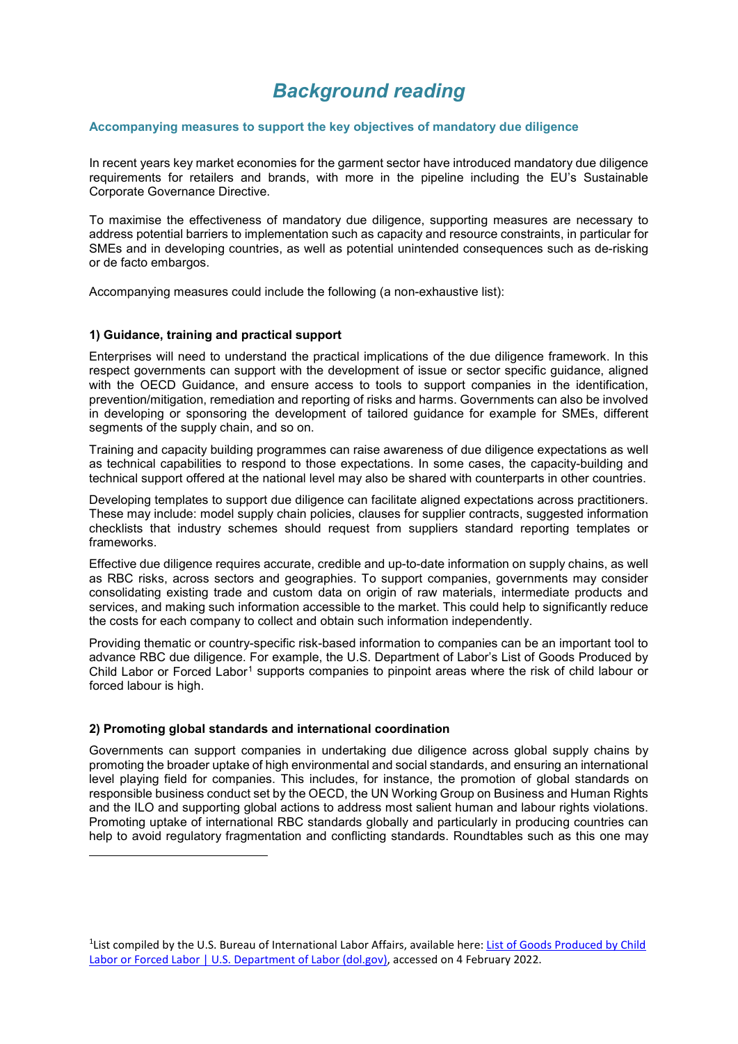# *Background reading*

## Accompanying measures to support the key objectives of mandatory due diligence

In recent years key market economies for the garment sector have introduced mandatory due diligence requirements for retailers and brands, with more in the pipeline including the EU's Sustainable Corporate Governance Directive.

To maximise the effectiveness of mandatory due diligence, supporting measures are necessary to address potential barriers to implementation such as capacity and resource constraints, in particular for SMEs and in developing countries, as well as potential unintended consequences such as de-risking or de facto embargos.

Accompanying measures could include the following (a non-exhaustive list):

### 1) Guidance, training and practical support

Enterprises will need to understand the practical implications of the due diligence framework. In this respect governments can support with the development of issue or sector specific guidance, aligned with the OECD Guidance, and ensure access to tools to support companies in the identification, prevention/mitigation, remediation and reporting of risks and harms. Governments can also be involved in developing or sponsoring the development of tailored guidance for example for SMEs, different segments of the supply chain, and so on.

Training and capacity building programmes can raise awareness of due diligence expectations as well as technical capabilities to respond to those expectations. In some cases, the capacity-building and technical support offered at the national level may also be shared with counterparts in other countries.

Developing templates to support due diligence can facilitate aligned expectations across practitioners. These may include: model supply chain policies, clauses for supplier contracts, suggested information checklists that industry schemes should request from suppliers standard reporting templates or frameworks.

Effective due diligence requires accurate, credible and up-to-date information on supply chains, as well as RBC risks, across sectors and geographies. To support companies, governments may consider consolidating existing trade and custom data on origin of raw materials, intermediate products and services, and making such information accessible to the market. This could help to significantly reduce the costs for each company to collect and obtain such information independently.

Providing thematic or country-specific risk-based information to companies can be an important tool to advance RBC due diligence. For example, the U.S. Department of Labor's List of Goods Produced by Child Labor or Forced Labor[1] supports companies to pinpoint areas where the risk of child labour or forced labour is high.

### 2) Promoting global standards and international coordination

Governments can support companies in undertaking due diligence across global supply chains by promoting the broader uptake of high environmental and social standards, and ensuring an international level playing field for companies. This includes, for instance, the promotion of global standards on responsible business conduct set by the OECD, the UN Working Group on Business and Human Rights and the ILO and supporting global actions to address most salient human and labour rights violations. Promoting uptake of international RBC standards globally and particularly in producing countries can help to avoid regulatory fragmentation and conflicting standards. Roundtables such as this one may

---

[1] List compiled by the U.S. Bureau of International Labor Affairs, available here: [List of Goods Produced by Child Labor or Forced Labor | U.S. Department of Labor (dol.gov)](https://www.dol.gov), accessed on 4 February 2022.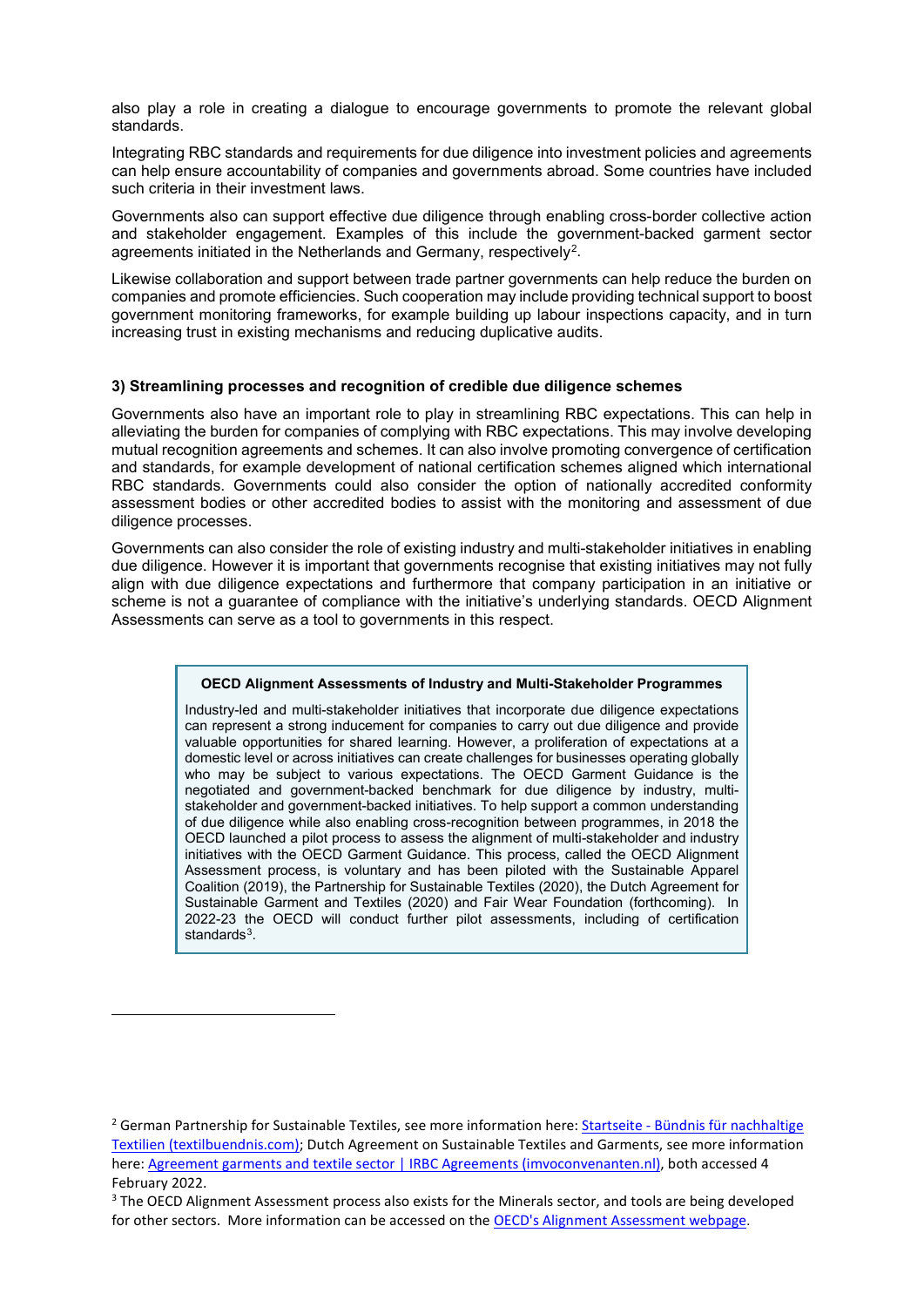also play a role in creating a dialogue to encourage governments to promote the relevant global standards.

Integrating RBC standards and requirements for due diligence into investment policies and agreements can help ensure accountability of companies and governments abroad. Some countries have included such criteria in their investment laws.

Governments also can support effective due diligence through enabling cross-border collective action and stakeholder engagement. Examples of this include the government-backed garment sector agreements initiated in the Netherlands and Germany, respectively[2].

Likewise collaboration and support between trade partner governments can help reduce the burden on companies and promote efficiencies. Such cooperation may include providing technical support to boost government monitoring frameworks, for example building up labour inspections capacity, and in turn increasing trust in existing mechanisms and reducing duplicative audits.

### 3) Streamlining processes and recognition of credible due diligence schemes

Governments also have an important role to play in streamlining RBC expectations. This can help in alleviating the burden for companies of complying with RBC expectations. This may involve developing mutual recognition agreements and schemes. It can also involve promoting convergence of certification and standards, for example development of national certification schemes aligned which international RBC standards. Governments could also consider the option of nationally accredited conformity assessment bodies or other accredited bodies to assist with the monitoring and assessment of due diligence processes.

Governments can also consider the role of existing industry and multi-stakeholder initiatives in enabling due diligence. However it is important that governments recognise that existing initiatives may not fully align with due diligence expectations and furthermore that company participation in an initiative or scheme is not a guarantee of compliance with the initiative's underlying standards. OECD Alignment Assessments can serve as a tool to governments in this respect.

> **OECD Alignment Assessments of Industry and Multi-Stakeholder Programmes**
>
> Industry-led and multi-stakeholder initiatives that incorporate due diligence expectations can represent a strong inducement for companies to carry out due diligence and provide valuable opportunities for shared learning. However, a proliferation of expectations at a domestic level or across initiatives can create challenges for businesses operating globally who may be subject to various expectations. The OECD Garment Guidance is the negotiated and government-backed benchmark for due diligence by industry, multi-stakeholder and government-backed initiatives. To help support a common understanding of due diligence while also enabling cross-recognition between programmes, in 2018 the OECD launched a pilot process to assess the alignment of multi-stakeholder and industry initiatives with the OECD Garment Guidance. This process, called the OECD Alignment Assessment process, is voluntary and has been piloted with the Sustainable Apparel Coalition (2019), the Partnership for Sustainable Textiles (2020), the Dutch Agreement for Sustainable Garment and Textiles (2020) and Fair Wear Foundation (forthcoming). In 2022-23 the OECD will conduct further pilot assessments, including of certification standards[3].

[2] German Partnership for Sustainable Textiles, see more information here: Startseite - Bündnis für nachhaltige Textilien (textilbuendnis.com); Dutch Agreement on Sustainable Textiles and Garments, see more information here: Agreement garments and textile sector | IRBC Agreements (imvoconvenanten.nl), both accessed 4 February 2022.

[3] The OECD Alignment Assessment process also exists for the Minerals sector, and tools are being developed for other sectors. More information can be accessed on the OECD's Alignment Assessment webpage.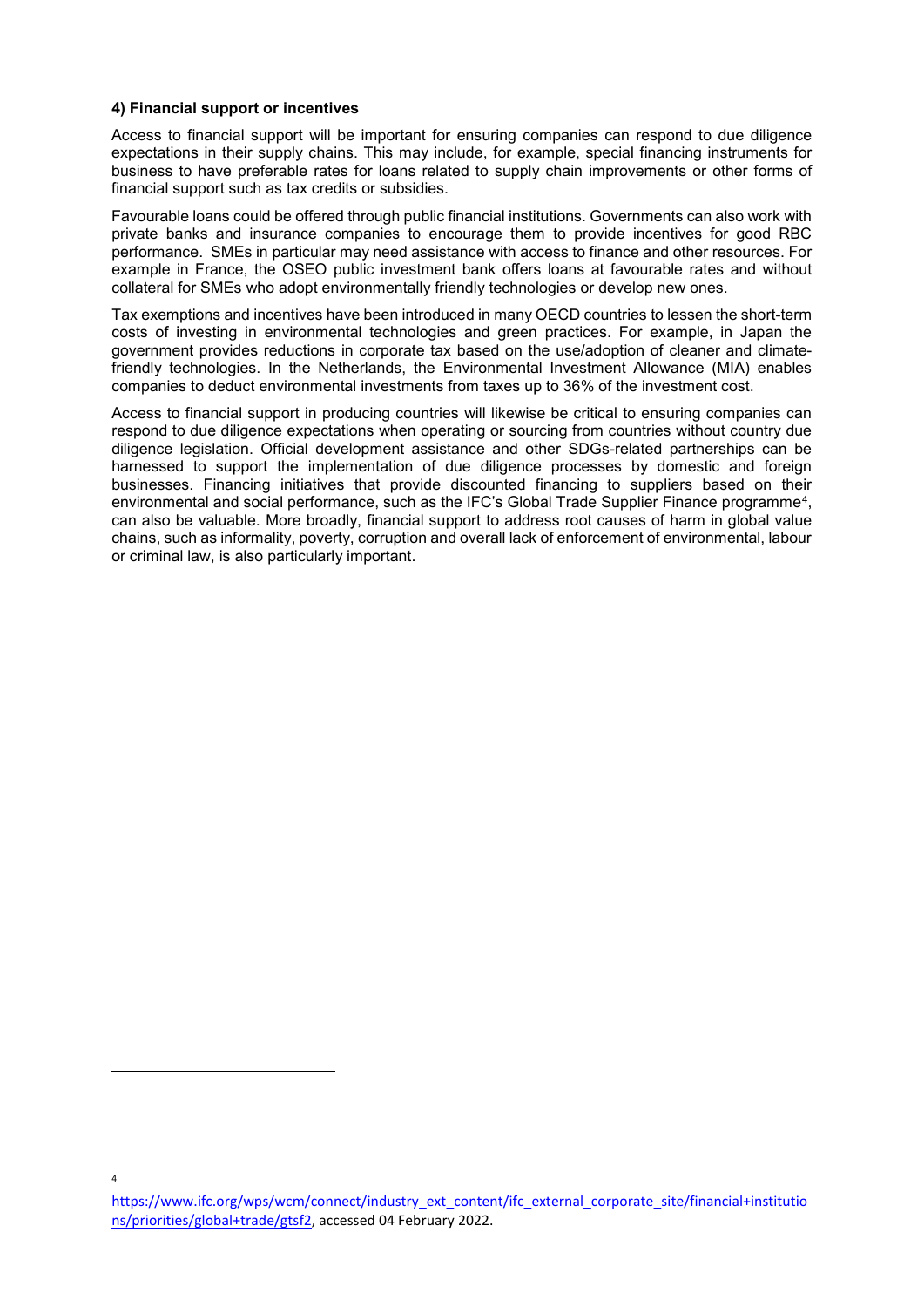#### 4) Financial support or incentives

Access to financial support will be important for ensuring companies can respond to due diligence expectations in their supply chains. This may include, for example, special financing instruments for business to have preferable rates for loans related to supply chain improvements or other forms of financial support such as tax credits or subsidies.

Favourable loans could be offered through public financial institutions. Governments can also work with private banks and insurance companies to encourage them to provide incentives for good RBC performance. SMEs in particular may need assistance with access to finance and other resources. For example in France, the OSEO public investment bank offers loans at favourable rates and without collateral for SMEs who adopt environmentally friendly technologies or develop new ones.

Tax exemptions and incentives have been introduced in many OECD countries to lessen the short-term costs of investing in environmental technologies and green practices. For example, in Japan the government provides reductions in corporate tax based on the use/adoption of cleaner and climate-friendly technologies. In the Netherlands, the Environmental Investment Allowance (MIA) enables companies to deduct environmental investments from taxes up to 36% of the investment cost.

Access to financial support in producing countries will likewise be critical to ensuring companies can respond to due diligence expectations when operating or sourcing from countries without country due diligence legislation. Official development assistance and other SDGs-related partnerships can be harnessed to support the implementation of due diligence processes by domestic and foreign businesses. Financing initiatives that provide discounted financing to suppliers based on their environmental and social performance, such as the IFC's Global Trade Supplier Finance programme[4], can also be valuable. More broadly, financial support to address root causes of harm in global value chains, such as informality, poverty, corruption and overall lack of enforcement of environmental, labour or criminal law, is also particularly important.

---

[4] https://www.ifc.org/wps/wcm/connect/industry_ext_content/ifc_external_corporate_site/financial+institutions/priorities/global+trade/gtsf2, accessed 04 February 2022.